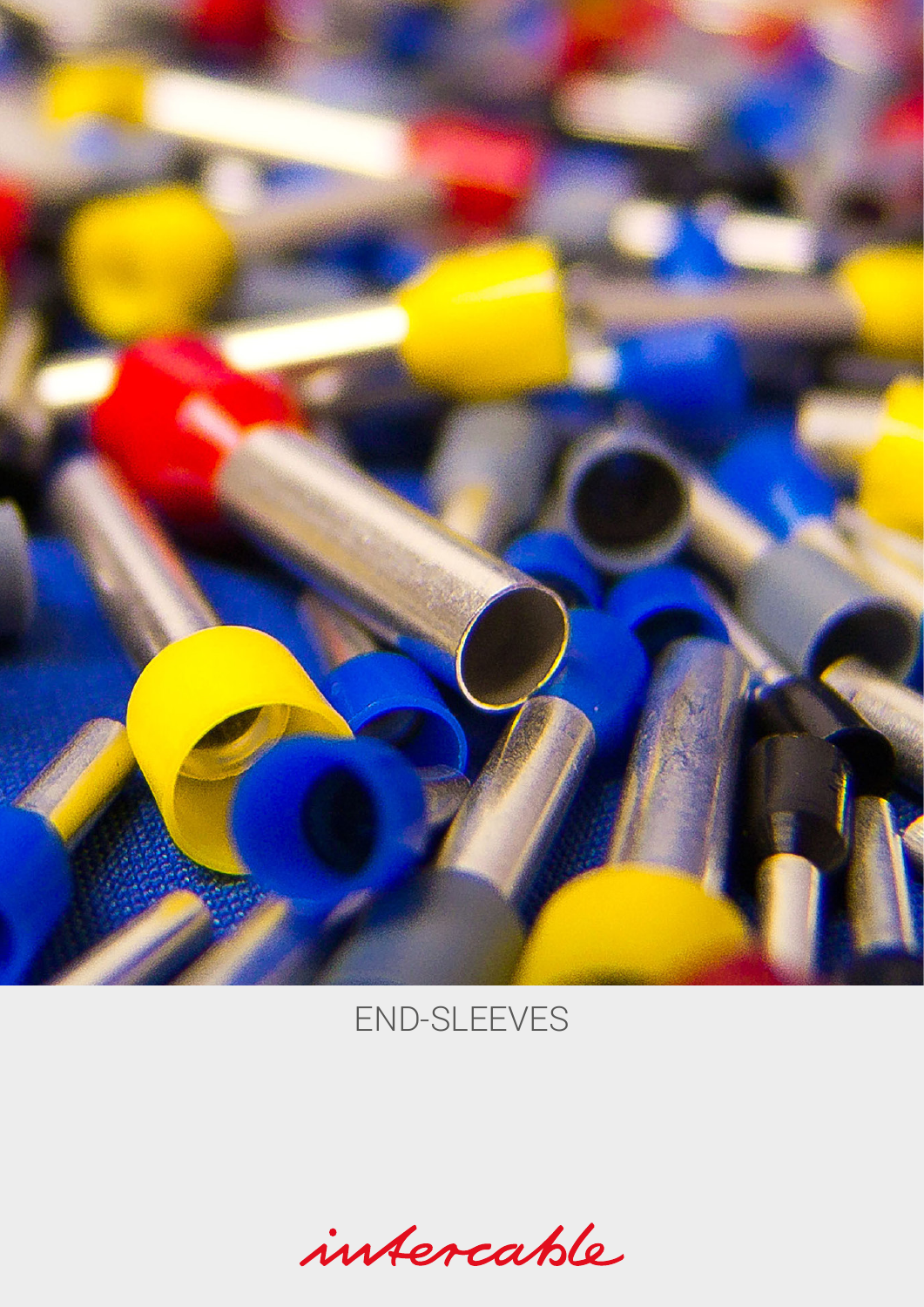# END-SLEEVES

intercable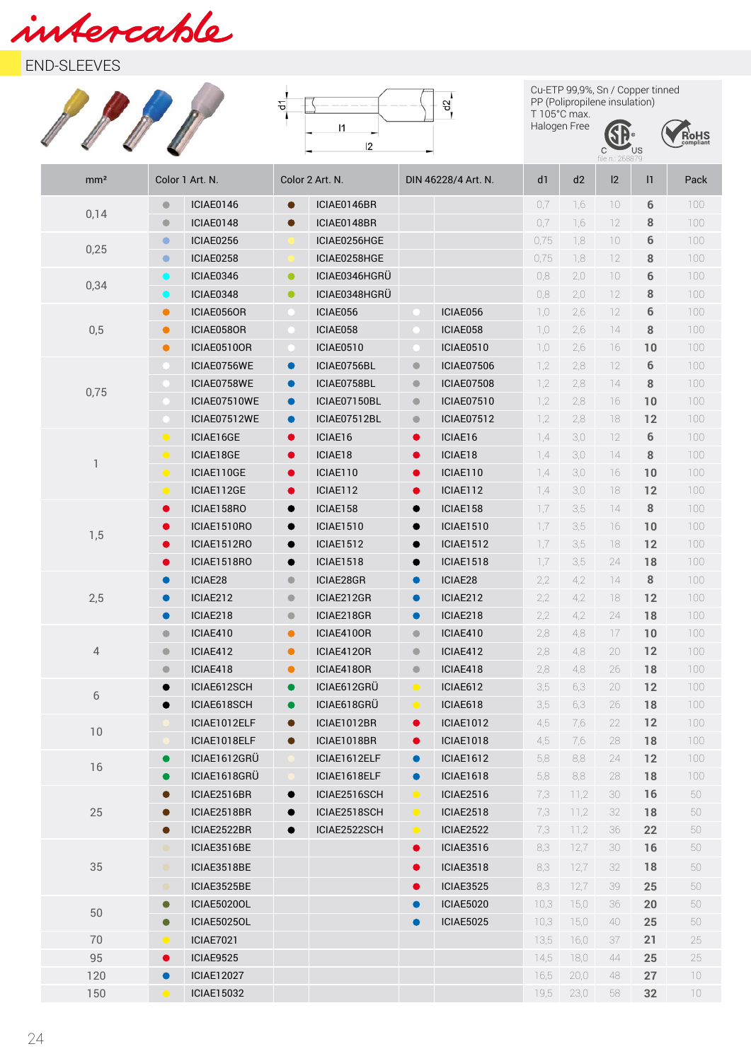# intercable

## END-SLEEVES

Cu-ETP 99,9%, Sn / Copper tinned
PP (Polipropilene insulation)
T 105°C max.
Halogen Free

C US file n.: 268879

RoHS compliant

| mm² | Color 1 Art. N. | Color 2 Art. N. | DIN 46228/4 Art. N. | d1 | d2 | l2 | l1 | Pack |
|---|---|---|---|---|---|---|---|---|
| 0,14 | ICIAE0146 | ICIAE0146BR | | 0,7 | 1,6 | 10 | **6** | 100 |
| | ICIAE0148 | ICIAE0148BR | | 0,7 | 1,6 | 12 | **8** | 100 |
| 0,25 | ICIAE0256 | ICIAE0256HGE | | 0,75 | 1,8 | 10 | **6** | 100 |
| | ICIAE0258 | ICIAE0258HGE | | 0,75 | 1,8 | 12 | **8** | 100 |
| 0,34 | ICIAE0346 | ICIAE0346HGRÜ | | 0,8 | 2,0 | 10 | **6** | 100 |
| | ICIAE0348 | ICIAE0348HGRÜ | | 0,8 | 2,0 | 12 | **8** | 100 |
| 0,5 | ICIAE056OR | ICIAE056 | ICIAE056 | 1,0 | 2,6 | 12 | **6** | 100 |
| | ICIAE058OR | ICIAE058 | ICIAE058 | 1,0 | 2,6 | 14 | **8** | 100 |
| | ICIAE0510OR | ICIAE0510 | ICIAE0510 | 1,0 | 2,6 | 16 | **10** | 100 |
| 0,75 | ICIAE0756WE | ICIAE0756BL | ICIAE07506 | 1,2 | 2,8 | 12 | **6** | 100 |
| | ICIAE0758WE | ICIAE0758BL | ICIAE07508 | 1,2 | 2,8 | 14 | **8** | 100 |
| | ICIAE07510WE | ICIAE07510BL | ICIAE07510 | 1,2 | 2,8 | 16 | **10** | 100 |
| | ICIAE07512WE | ICIAE07512BL | ICIAE07512 | 1,2 | 2,8 | 18 | **12** | 100 |
| 1 | ICIAE16GE | ICIAE16 | ICIAE16 | 1,4 | 3,0 | 12 | **6** | 100 |
| | ICIAE18GE | ICIAE18 | ICIAE18 | 1,4 | 3,0 | 14 | **8** | 100 |
| | ICIAE110GE | ICIAE110 | ICIAE110 | 1,4 | 3,0 | 16 | **10** | 100 |
| | ICIAE112GE | ICIAE112 | ICIAE112 | 1,4 | 3,0 | 18 | **12** | 100 |
| 1,5 | ICIAE158RO | ICIAE158 | ICIAE158 | 1,7 | 3,5 | 14 | **8** | 100 |
| | ICIAE1510RO | ICIAE1510 | ICIAE1510 | 1,7 | 3,5 | 16 | **10** | 100 |
| | ICIAE1512RO | ICIAE1512 | ICIAE1512 | 1,7 | 3,5 | 18 | **12** | 100 |
| | ICIAE1518RO | ICIAE1518 | ICIAE1518 | 1,7 | 3,5 | 24 | **18** | 100 |
| 2,5 | ICIAE28 | ICIAE28GR | ICIAE28 | 2,2 | 4,2 | 14 | **8** | 100 |
| | ICIAE212 | ICIAE212GR | ICIAE212 | 2,2 | 4,2 | 18 | **12** | 100 |
| | ICIAE218 | ICIAE218GR | ICIAE218 | 2,2 | 4,2 | 24 | **18** | 100 |
| 4 | ICIAE410 | ICIAE410OR | ICIAE410 | 2,8 | 4,8 | 17 | **10** | 100 |
| | ICIAE412 | ICIAE412OR | ICIAE412 | 2,8 | 4,8 | 20 | **12** | 100 |
| | ICIAE418 | ICIAE418OR | ICIAE418 | 2,8 | 4,8 | 26 | **18** | 100 |
| 6 | ICIAE612SCH | ICIAE612GRÜ | ICIAE612 | 3,5 | 6,3 | 20 | **12** | 100 |
| | ICIAE618SCH | ICIAE618GRÜ | ICIAE618 | 3,5 | 6,3 | 26 | **18** | 100 |
| 10 | ICIAE1012ELF | ICIAE1012BR | ICIAE1012 | 4,5 | 7,6 | 22 | **12** | 100 |
| | ICIAE1018ELF | ICIAE1018BR | ICIAE1018 | 4,5 | 7,6 | 28 | **18** | 100 |
| 16 | ICIAE1612GRÜ | ICIAE1612ELF | ICIAE1612 | 5,8 | 8,8 | 24 | **12** | 100 |
| | ICIAE1618GRÜ | ICIAE1618ELF | ICIAE1618 | 5,8 | 8,8 | 28 | **18** | 100 |
| 25 | ICIAE2516BR | ICIAE2516SCH | ICIAE2516 | 7,3 | 11,2 | 30 | **16** | 50 |
| | ICIAE2518BR | ICIAE2518SCH | ICIAE2518 | 7,3 | 11,2 | 32 | **18** | 50 |
| | ICIAE2522BR | ICIAE2522SCH | ICIAE2522 | 7,3 | 11,2 | 36 | **22** | 50 |
| 35 | ICIAE3516BE | | ICIAE3516 | 8,3 | 12,7 | 30 | **16** | 50 |
| | ICIAE3518BE | | ICIAE3518 | 8,3 | 12,7 | 32 | **18** | 50 |
| | ICIAE3525BE | | ICIAE3525 | 8,3 | 12,7 | 39 | **25** | 50 |
| 50 | ICIAE5020OL | | ICIAE5020 | 10,3 | 15,0 | 36 | **20** | 50 |
| | ICIAE5025OL | | ICIAE5025 | 10,3 | 15,0 | 40 | **25** | 50 |
| 70 | ICIAE7021 | | | 13,5 | 16,0 | 37 | **21** | 25 |
| 95 | ICIAE9525 | | | 14,5 | 18,0 | 44 | **25** | 25 |
| 120 | ICIAE12027 | | | 16,5 | 20,0 | 48 | **27** | 10 |
| 150 | ICIAE15032 | | | 19,5 | 23,0 | 58 | **32** | 10 |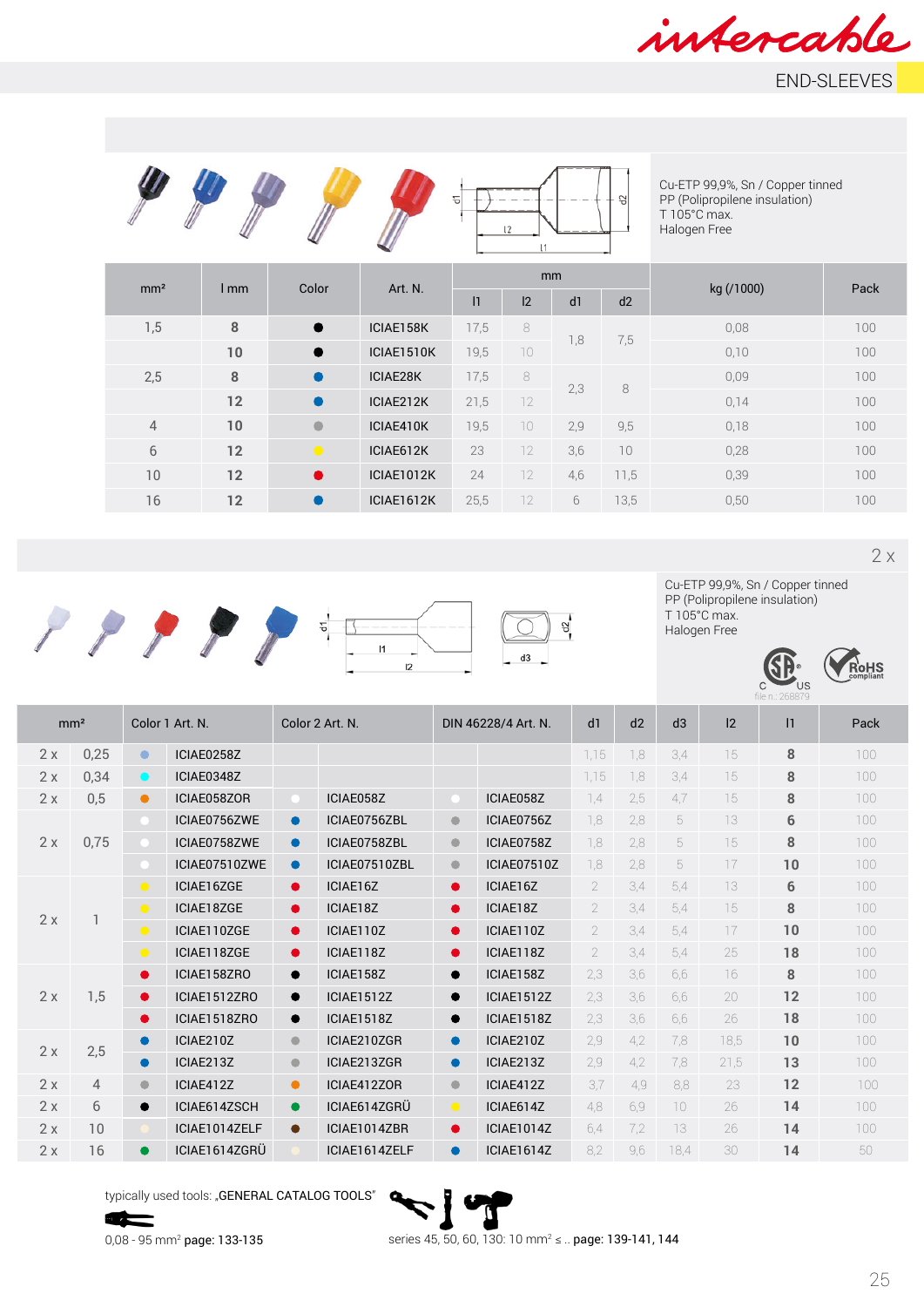# END-SLEEVES

Cu-ETP 99,9%, Sn / Copper tinned
PP (Polipropilene insulation)
T 105°C max.
Halogen Free

| mm² | l mm | Color | Art. N. | mm | | | | kg (/1000) | Pack |
|---|---|---|---|---|---|---|---|---|---|
| | | | | l1 | l2 | d1 | d2 | | |
| 1,5 | 8 | ● | ICIAE158K | 17,5 | 8 | 1,8 | 7,5 | 0,08 | 100 |
| | 10 | ● | ICIAE1510K | 19,5 | 10 | | | 0,10 | 100 |
| 2,5 | 8 | ● | ICIAE28K | 17,5 | 8 | 2,3 | 8 | 0,09 | 100 |
| | 12 | ● | ICIAE212K | 21,5 | 12 | | | 0,14 | 100 |
| 4 | 10 | ● | ICIAE410K | 19,5 | 10 | 2,9 | 9,5 | 0,18 | 100 |
| 6 | 12 | ● | ICIAE612K | 23 | 12 | 3,6 | 10 | 0,28 | 100 |
| 10 | 12 | ● | ICIAE1012K | 24 | 12 | 4,6 | 11,5 | 0,39 | 100 |
| 16 | 12 | ● | ICIAE1612K | 25,5 | 12 | 6 | 13,5 | 0,50 | 100 |

## 2 x

Cu-ETP 99,9%, Sn / Copper tinned
PP (Polipropilene insulation)
T 105°C max.
Halogen Free

file n.: 268879

| mm² | | Color 1 | Art. N. | Color 2 | Art. N. | DIN 46228/4 | Art. N. | d1 | d2 | d3 | l2 | l1 | Pack |
|---|---|---|---|---|---|---|---|---|---|---|---|---|---|
| 2 x | 0,25 | ● | ICIAE0258Z | | | | | 1,15 | 1,8 | 3,4 | 15 | 8 | 100 |
| 2 x | 0,34 | ● | ICIAE0348Z | | | | | 1,15 | 1,8 | 3,4 | 15 | 8 | 100 |
| 2 x | 0,5 | ● | ICIAE058ZOR | ● | ICIAE058Z | ● | ICIAE058Z | 1,4 | 2,5 | 4,7 | 15 | 8 | 100 |
| 2 x | 0,75 | ● | ICIAE0756ZWE | ● | ICIAE0756ZBL | ● | ICIAE0756Z | 1,8 | 2,8 | 5 | 13 | 6 | 100 |
| | | ● | ICIAE0758ZWE | ● | ICIAE0758ZBL | ● | ICIAE0758Z | 1,8 | 2,8 | 5 | 15 | 8 | 100 |
| | | ● | ICIAE07510ZWE | ● | ICIAE07510ZBL | ● | ICIAE07510Z | 1,8 | 2,8 | 5 | 17 | 10 | 100 |
| 2 x | 1 | ● | ICIAE16ZGE | ● | ICIAE16Z | ● | ICIAE16Z | 2 | 3,4 | 5,4 | 13 | 6 | 100 |
| | | ● | ICIAE18ZGE | ● | ICIAE18Z | ● | ICIAE18Z | 2 | 3,4 | 5,4 | 15 | 8 | 100 |
| | | ● | ICIAE110ZGE | ● | ICIAE110Z | ● | ICIAE110Z | 2 | 3,4 | 5,4 | 17 | 10 | 100 |
| | | ● | ICIAE118ZGE | ● | ICIAE118Z | ● | ICIAE118Z | 2 | 3,4 | 5,4 | 25 | 18 | 100 |
| 2 x | 1,5 | ● | ICIAE158ZRO | ● | ICIAE158Z | ● | ICIAE158Z | 2,3 | 3,6 | 6,6 | 16 | 8 | 100 |
| | | ● | ICIAE1512ZRO | ● | ICIAE1512Z | ● | ICIAE1512Z | 2,3 | 3,6 | 6,6 | 20 | 12 | 100 |
| | | ● | ICIAE1518ZRO | ● | ICIAE1518Z | ● | ICIAE1518Z | 2,3 | 3,6 | 6,6 | 26 | 18 | 100 |
| 2 x | 2,5 | ● | ICIAE210Z | ● | ICIAE210ZGR | ● | ICIAE210Z | 2,9 | 4,2 | 7,8 | 18,5 | 10 | 100 |
| | | ● | ICIAE213Z | ● | ICIAE213ZGR | ● | ICIAE213Z | 2,9 | 4,2 | 7,8 | 21,5 | 13 | 100 |
| 2 x | 4 | ● | ICIAE412Z | ● | ICIAE412ZOR | ● | ICIAE412Z | 3,7 | 4,9 | 8,8 | 23 | 12 | 100 |
| 2 x | 6 | ● | ICIAE614ZSCH | ● | ICIAE614ZGRÜ | ● | ICIAE614Z | 4,8 | 6,9 | 10 | 26 | 14 | 100 |
| 2 x | 10 | ● | ICIAE1014ZELF | ● | ICIAE1014ZBR | ● | ICIAE1014Z | 6,4 | 7,2 | 13 | 26 | 14 | 100 |
| 2 x | 16 | ● | ICIAE1614ZGRÜ | ● | ICIAE1614ZELF | ● | ICIAE1614Z | 8,2 | 9,6 | 18,4 | 30 | 14 | 50 |

typically used tools: „GENERAL CATALOG TOOLS"

0,08 - 95 mm² **page: 133-135**

series 45, 50, 60, 130: 10 mm² ≤ .. **page: 139-141, 144**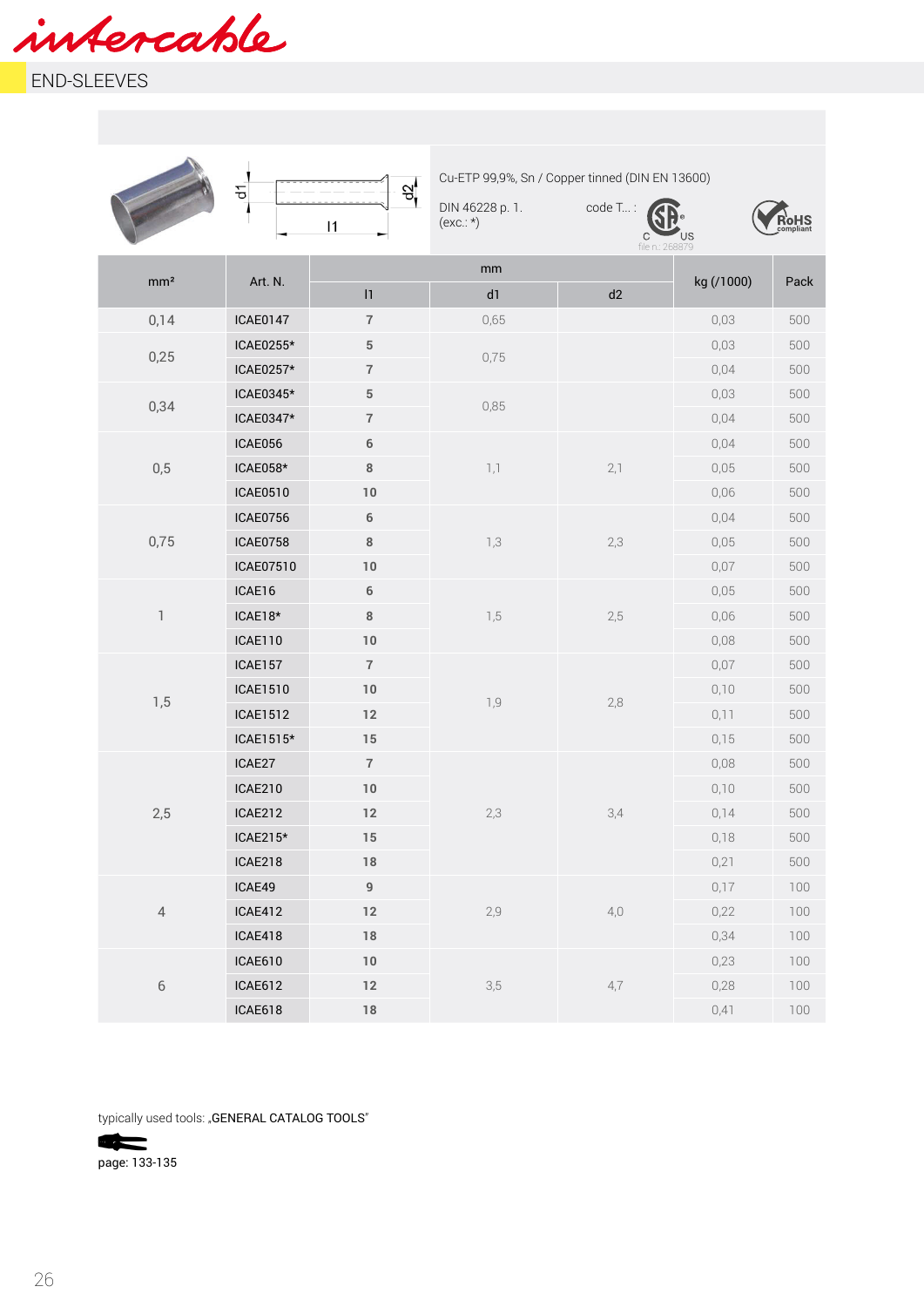intercable

# END-SLEEVES

Cu-ETP 99,9%, Sn / Copper tinned (DIN EN 13600)

DIN 46228 p. 1.
(exc.: *)

code T... : c US file n.: 268879

RoHS compliant

| mm² | Art. N. | mm | | | kg (/1000) | Pack |
|---|---|---|---|---|---|---|
| | | l1 | d1 | d2 | | |
| 0,14 | ICAE0147 | 7 | 0,65 | | 0,03 | 500 |
| 0,25 | ICAE0255* | 5 | 0,75 | | 0,03 | 500 |
| | ICAE0257* | 7 | | | 0,04 | 500 |
| 0,34 | ICAE0345* | 5 | 0,85 | | 0,03 | 500 |
| | ICAE0347* | 7 | | | 0,04 | 500 |
| 0,5 | ICAE056 | 6 | 1,1 | 2,1 | 0,04 | 500 |
| | ICAE058* | 8 | | | 0,05 | 500 |
| | ICAE0510 | 10 | | | 0,06 | 500 |
| 0,75 | ICAE0756 | 6 | 1,3 | 2,3 | 0,04 | 500 |
| | ICAE0758 | 8 | | | 0,05 | 500 |
| | ICAE07510 | 10 | | | 0,07 | 500 |
| 1 | ICAE16 | 6 | 1,5 | 2,5 | 0,05 | 500 |
| | ICAE18* | 8 | | | 0,06 | 500 |
| | ICAE110 | 10 | | | 0,08 | 500 |
| 1,5 | ICAE157 | 7 | 1,9 | 2,8 | 0,07 | 500 |
| | ICAE1510 | 10 | | | 0,10 | 500 |
| | ICAE1512 | 12 | | | 0,11 | 500 |
| | ICAE1515* | 15 | | | 0,15 | 500 |
| 2,5 | ICAE27 | 7 | 2,3 | 3,4 | 0,08 | 500 |
| | ICAE210 | 10 | | | 0,10 | 500 |
| | ICAE212 | 12 | | | 0,14 | 500 |
| | ICAE215* | 15 | | | 0,18 | 500 |
| | ICAE218 | 18 | | | 0,21 | 500 |
| 4 | ICAE49 | 9 | 2,9 | 4,0 | 0,17 | 100 |
| | ICAE412 | 12 | | | 0,22 | 100 |
| | ICAE418 | 18 | | | 0,34 | 100 |
| 6 | ICAE610 | 10 | 3,5 | 4,7 | 0,23 | 100 |
| | ICAE612 | 12 | | | 0,28 | 100 |
| | ICAE618 | 18 | | | 0,41 | 100 |

typically used tools: „GENERAL CATALOG TOOLS"

page: 133-135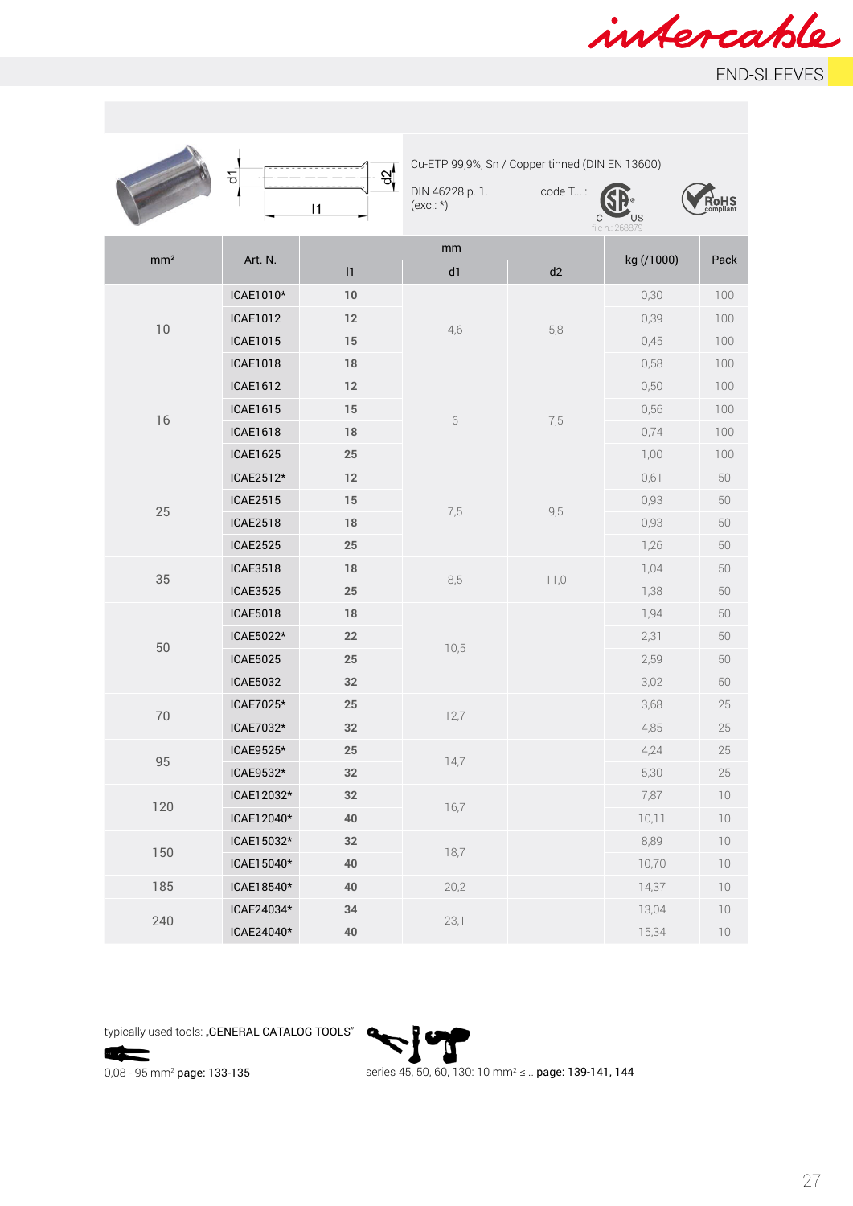# END-SLEEVES

Cu-ETP 99,9%, Sn / Copper tinned (DIN EN 13600)

DIN 46228 p. 1.
(exc.: *)

code T... :

file n.: 268879

| mm² | Art. N. | mm | | | kg (/1000) | Pack |
|---|---|---|---|---|---|---|
| | | l1 | d1 | d2 | | |
| 10 | ICAE1010* | 10 | 4,6 | 5,8 | 0,30 | 100 |
| | ICAE1012 | 12 | | | 0,39 | 100 |
| | ICAE1015 | 15 | | | 0,45 | 100 |
| | ICAE1018 | 18 | | | 0,58 | 100 |
| 16 | ICAE1612 | 12 | 6 | 7,5 | 0,50 | 100 |
| | ICAE1615 | 15 | | | 0,56 | 100 |
| | ICAE1618 | 18 | | | 0,74 | 100 |
| | ICAE1625 | 25 | | | 1,00 | 100 |
| 25 | ICAE2512* | 12 | 7,5 | 9,5 | 0,61 | 50 |
| | ICAE2515 | 15 | | | 0,93 | 50 |
| | ICAE2518 | 18 | | | 0,93 | 50 |
| | ICAE2525 | 25 | | | 1,26 | 50 |
| 35 | ICAE3518 | 18 | 8,5 | 11,0 | 1,04 | 50 |
| | ICAE3525 | 25 | | | 1,38 | 50 |
| 50 | ICAE5018 | 18 | 10,5 | | 1,94 | 50 |
| | ICAE5022* | 22 | | | 2,31 | 50 |
| | ICAE5025 | 25 | | | 2,59 | 50 |
| | ICAE5032 | 32 | | | 3,02 | 50 |
| 70 | ICAE7025* | 25 | 12,7 | | 3,68 | 25 |
| | ICAE7032* | 32 | | | 4,85 | 25 |
| 95 | ICAE9525* | 25 | 14,7 | | 4,24 | 25 |
| | ICAE9532* | 32 | | | 5,30 | 25 |
| 120 | ICAE12032* | 32 | 16,7 | | 7,87 | 10 |
| | ICAE12040* | 40 | | | 10,11 | 10 |
| 150 | ICAE15032* | 32 | 18,7 | | 8,89 | 10 |
| | ICAE15040* | 40 | | | 10,70 | 10 |
| 185 | ICAE18540* | 40 | 20,2 | | 14,37 | 10 |
| 240 | ICAE24034* | 34 | 23,1 | | 13,04 | 10 |
| | ICAE24040* | 40 | | | 15,34 | 10 |

typically used tools: „GENERAL CATALOG TOOLS"

0,08 - 95 mm² **page: 133-135**

series 45, 50, 60, 130: 10 mm² ≤ .. **page: 139-141, 144**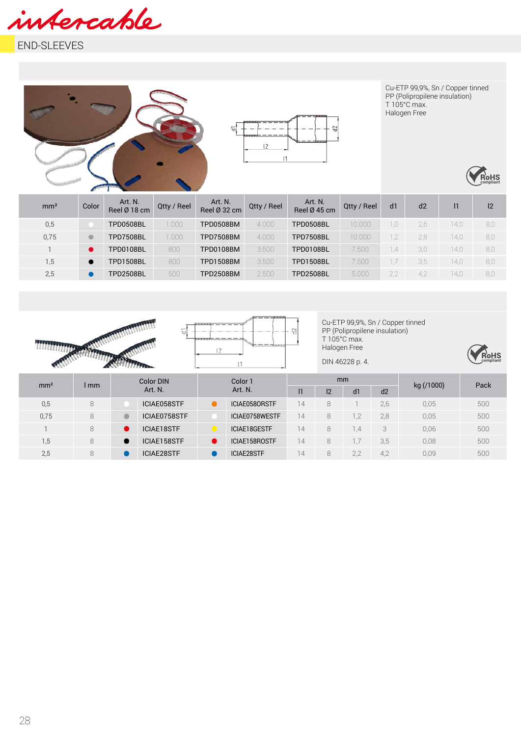intercable

# END-SLEEVES

Cu-ETP 99,9%, Sn / Copper tinned
PP (Polipropilene insulation)
T 105°C max.
Halogen Free

RoHS compliant

| mm² | Color | Art. N. Reel Ø 18 cm | Qtty / Reel | Art. N. Reel Ø 32 cm | Qtty / Reel | Art. N. Reel Ø 45 cm | Qtty / Reel | d1 | d2 | l1 | l2 |
|---|---|---|---|---|---|---|---|---|---|---|---|
| 0,5 | ○ | TPD0508BL | 1.000 | TPD0508BM | 4.000 | TPD0508BL | 10.000 | 1,0 | 2,6 | 14,0 | 8,0 |
| 0,75 | ● | TPD7508BL | 1.000 | TPD7508BM | 4.000 | TPD7508BL | 10.000 | 1,2 | 2,8 | 14,0 | 8,0 |
| 1 | ● | TPD0108BL | 800 | TPD0108BM | 3.500 | TPD0108BL | 7.500 | 1,4 | 3,0 | 14,0 | 8,0 |
| 1,5 | ● | TPD1508BL | 800 | TPD1508BM | 3.500 | TPD1508BL | 7.500 | 1,7 | 3,5 | 14,0 | 8,0 |
| 2,5 | ● | TPD2508BL | 500 | TPD2508BM | 2.500 | TPD2508BL | 5.000 | 2,2 | 4,2 | 14,0 | 8,0 |

Cu-ETP 99,9%, Sn / Copper tinned
PP (Polipropilene insulation)
T 105°C max.
Halogen Free

DIN 46228 p. 4.

RoHS compliant

| mm² | l mm | Color DIN Art. N. | | Color 1 Art. N. | | mm | | | | kg (/1000) | Pack |
|---|---|---|---|---|---|---|---|---|---|---|---|
| | | | | | | l1 | l2 | d1 | d2 | | |
| 0,5 | 8 | ○ | ICIAE058STF | ● | ICIAE058ORSTF | 14 | 8 | 1 | 2,6 | 0,05 | 500 |
| 0,75 | 8 | ● | ICIAE0758STF | ○ | ICIAE0758WESTF | 14 | 8 | 1,2 | 2,8 | 0,05 | 500 |
| 1 | 8 | ● | ICIAE18STF | ● | ICIAE18GESTF | 14 | 8 | 1,4 | 3 | 0,06 | 500 |
| 1,5 | 8 | ● | ICIAE158STF | ● | ICIAE158ROSTF | 14 | 8 | 1,7 | 3,5 | 0,08 | 500 |
| 2,5 | 8 | ● | ICIAE28STF | ● | ICIAE28STF | 14 | 8 | 2,2 | 4,2 | 0,09 | 500 |